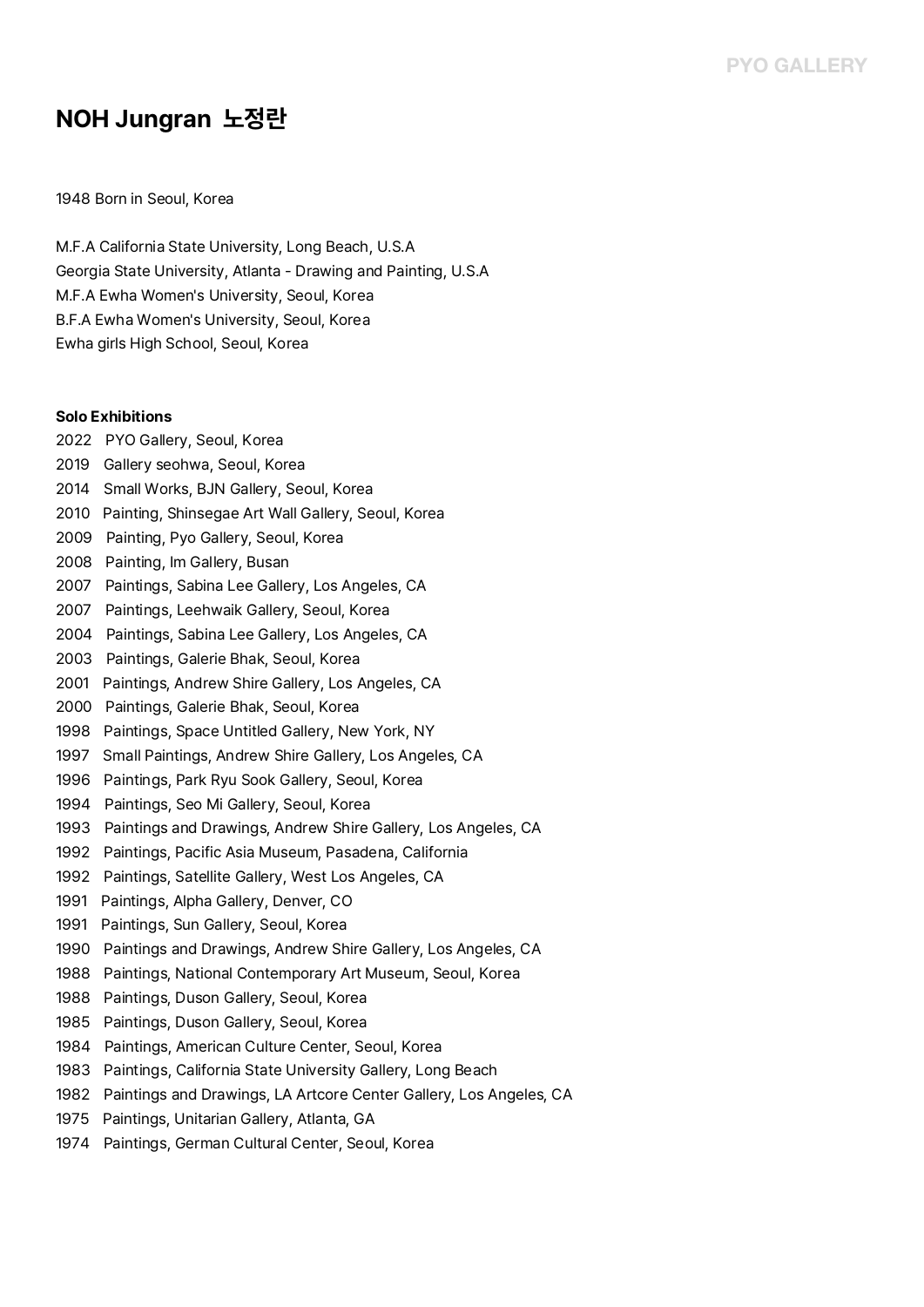# NOH Jungran 노정란

1948 Born in Seoul, Korea

M.F.A California State University, Long Beach, U.S.A
Georgia State University, Atlanta - Drawing and Painting, U.S.A
M.F.A Ewha Women's University, Seoul, Korea
B.F.A Ewha Women's University, Seoul, Korea
Ewha girls High School, Seoul, Korea

**Solo Exhibitions**

2022 PYO Gallery, Seoul, Korea
2019 Gallery seohwa, Seoul, Korea
2014 Small Works, BJN Gallery, Seoul, Korea
2010 Painting, Shinsegae Art Wall Gallery, Seoul, Korea
2009 Painting, Pyo Gallery, Seoul, Korea
2008 Painting, Im Gallery, Busan
2007 Paintings, Sabina Lee Gallery, Los Angeles, CA
2007 Paintings, Leehwaik Gallery, Seoul, Korea
2004 Paintings, Sabina Lee Gallery, Los Angeles, CA
2003 Paintings, Galerie Bhak, Seoul, Korea
2001 Paintings, Andrew Shire Gallery, Los Angeles, CA
2000 Paintings, Galerie Bhak, Seoul, Korea
1998 Paintings, Space Untitled Gallery, New York, NY
1997 Small Paintings, Andrew Shire Gallery, Los Angeles, CA
1996 Paintings, Park Ryu Sook Gallery, Seoul, Korea
1994 Paintings, Seo Mi Gallery, Seoul, Korea
1993 Paintings and Drawings, Andrew Shire Gallery, Los Angeles, CA
1992 Paintings, Pacific Asia Museum, Pasadena, California
1992 Paintings, Satellite Gallery, West Los Angeles, CA
1991 Paintings, Alpha Gallery, Denver, CO
1991 Paintings, Sun Gallery, Seoul, Korea
1990 Paintings and Drawings, Andrew Shire Gallery, Los Angeles, CA
1988 Paintings, National Contemporary Art Museum, Seoul, Korea
1988 Paintings, Duson Gallery, Seoul, Korea
1985 Paintings, Duson Gallery, Seoul, Korea
1984 Paintings, American Culture Center, Seoul, Korea
1983 Paintings, California State University Gallery, Long Beach
1982 Paintings and Drawings, LA Artcore Center Gallery, Los Angeles, CA
1975 Paintings, Unitarian Gallery, Atlanta, GA
1974 Paintings, German Cultural Center, Seoul, Korea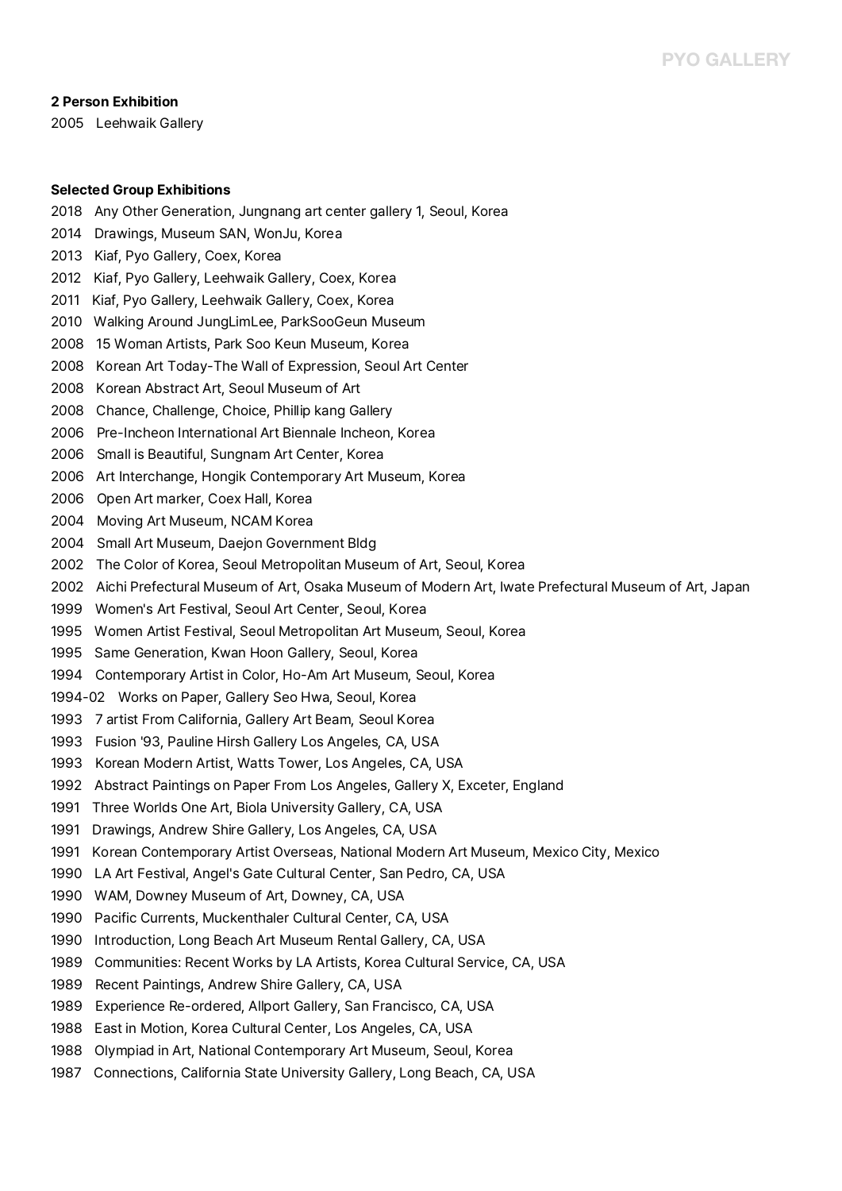**2 Person Exhibition**

2005 Leehwaik Gallery

**Selected Group Exhibitions**

2018 Any Other Generation, Jungnang art center gallery 1, Seoul, Korea
2014 Drawings, Museum SAN, WonJu, Korea
2013 Kiaf, Pyo Gallery, Coex, Korea
2012 Kiaf, Pyo Gallery, Leehwaik Gallery, Coex, Korea
2011 Kiaf, Pyo Gallery, Leehwaik Gallery, Coex, Korea
2010 Walking Around JungLimLee, ParkSooGeun Museum
2008 15 Woman Artists, Park Soo Keun Museum, Korea
2008 Korean Art Today-The Wall of Expression, Seoul Art Center
2008 Korean Abstract Art, Seoul Museum of Art
2008 Chance, Challenge, Choice, Phillip kang Gallery
2006 Pre-Incheon International Art Biennale Incheon, Korea
2006 Small is Beautiful, Sungnam Art Center, Korea
2006 Art Interchange, Hongik Contemporary Art Museum, Korea
2006 Open Art marker, Coex Hall, Korea
2004 Moving Art Museum, NCAM Korea
2004 Small Art Museum, Daejon Government Bldg
2002 The Color of Korea, Seoul Metropolitan Museum of Art, Seoul, Korea
2002 Aichi Prefectural Museum of Art, Osaka Museum of Modern Art, Iwate Prefectural Museum of Art, Japan
1999 Women's Art Festival, Seoul Art Center, Seoul, Korea
1995 Women Artist Festival, Seoul Metropolitan Art Museum, Seoul, Korea
1995 Same Generation, Kwan Hoon Gallery, Seoul, Korea
1994 Contemporary Artist in Color, Ho-Am Art Museum, Seoul, Korea
1994-02 Works on Paper, Gallery Seo Hwa, Seoul, Korea
1993 7 artist From California, Gallery Art Beam, Seoul Korea
1993 Fusion '93, Pauline Hirsh Gallery Los Angeles, CA, USA
1993 Korean Modern Artist, Watts Tower, Los Angeles, CA, USA
1992 Abstract Paintings on Paper From Los Angeles, Gallery X, Exceter, England
1991 Three Worlds One Art, Biola University Gallery, CA, USA
1991 Drawings, Andrew Shire Gallery, Los Angeles, CA, USA
1991 Korean Contemporary Artist Overseas, National Modern Art Museum, Mexico City, Mexico
1990 LA Art Festival, Angel's Gate Cultural Center, San Pedro, CA, USA
1990 WAM, Downey Museum of Art, Downey, CA, USA
1990 Pacific Currents, Muckenthaler Cultural Center, CA, USA
1990 Introduction, Long Beach Art Museum Rental Gallery, CA, USA
1989 Communities: Recent Works by LA Artists, Korea Cultural Service, CA, USA
1989 Recent Paintings, Andrew Shire Gallery, CA, USA
1989 Experience Re-ordered, Allport Gallery, San Francisco, CA, USA
1988 East in Motion, Korea Cultural Center, Los Angeles, CA, USA
1988 Olympiad in Art, National Contemporary Art Museum, Seoul, Korea
1987 Connections, California State University Gallery, Long Beach, CA, USA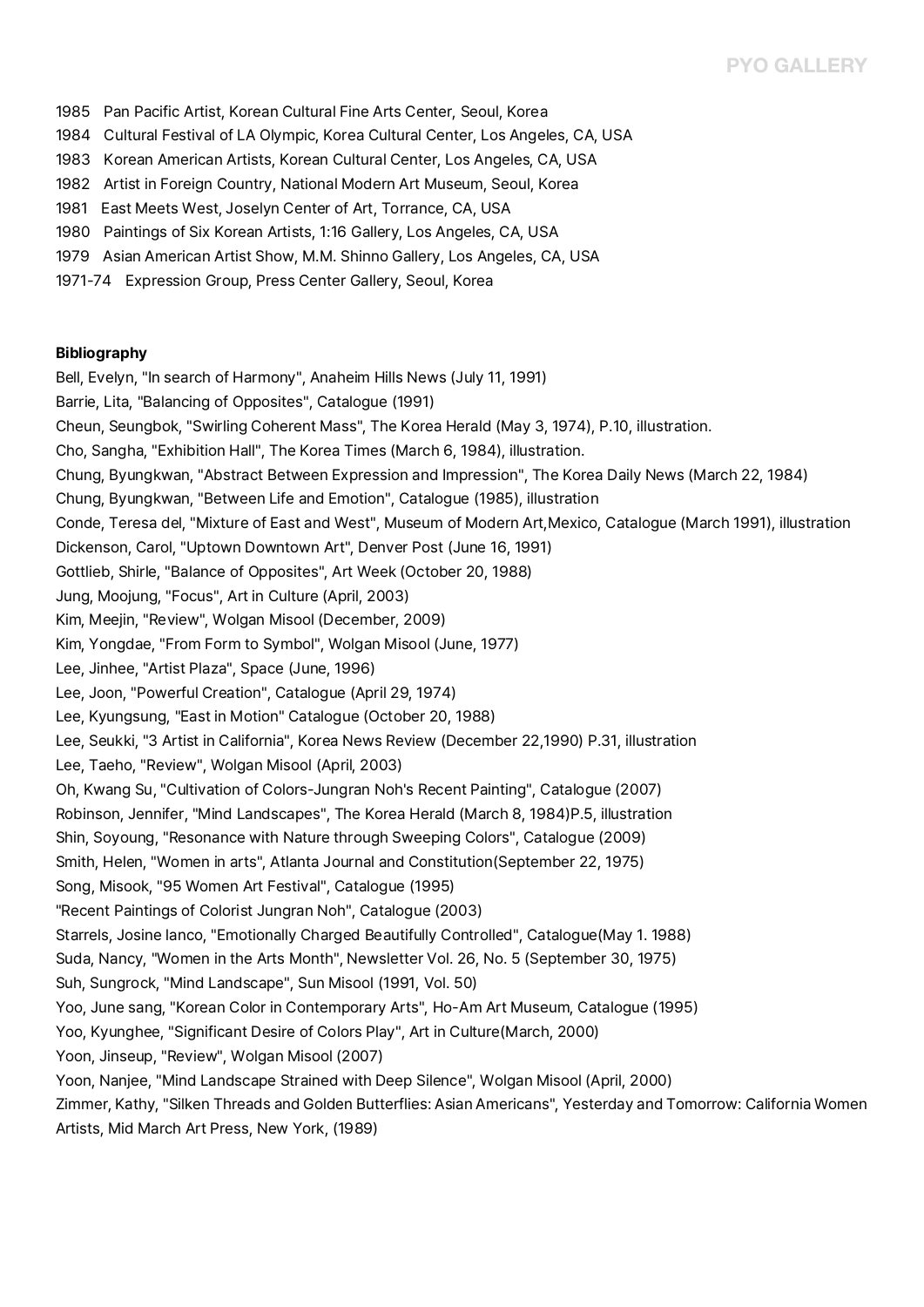1985 Pan Pacific Artist, Korean Cultural Fine Arts Center, Seoul, Korea
1984 Cultural Festival of LA Olympic, Korea Cultural Center, Los Angeles, CA, USA
1983 Korean American Artists, Korean Cultural Center, Los Angeles, CA, USA
1982 Artist in Foreign Country, National Modern Art Museum, Seoul, Korea
1981 East Meets West, Joselyn Center of Art, Torrance, CA, USA
1980 Paintings of Six Korean Artists, 1:16 Gallery, Los Angeles, CA, USA
1979 Asian American Artist Show, M.M. Shinno Gallery, Los Angeles, CA, USA
1971-74 Expression Group, Press Center Gallery, Seoul, Korea

**Bibliography**

Bell, Evelyn, "In search of Harmony", Anaheim Hills News (July 11, 1991)
Barrie, Lita, "Balancing of Opposites", Catalogue (1991)
Cheun, Seungbok, "Swirling Coherent Mass", The Korea Herald (May 3, 1974), P.10, illustration.
Cho, Sangha, "Exhibition Hall", The Korea Times (March 6, 1984), illustration.
Chung, Byungkwan, "Abstract Between Expression and Impression", The Korea Daily News (March 22, 1984)
Chung, Byungkwan, "Between Life and Emotion", Catalogue (1985), illustration
Conde, Teresa del, "Mixture of East and West", Museum of Modern Art,Mexico, Catalogue (March 1991), illustration
Dickenson, Carol, "Uptown Downtown Art", Denver Post (June 16, 1991)
Gottlieb, Shirle, "Balance of Opposites", Art Week (October 20, 1988)
Jung, Moojung, "Focus", Art in Culture (April, 2003)
Kim, Meejin, "Review", Wolgan Misool (December, 2009)
Kim, Yongdae, "From Form to Symbol", Wolgan Misool (June, 1977)
Lee, Jinhee, "Artist Plaza", Space (June, 1996)
Lee, Joon, "Powerful Creation", Catalogue (April 29, 1974)
Lee, Kyungsung, "East in Motion" Catalogue (October 20, 1988)
Lee, Seukki, "3 Artist in California", Korea News Review (December 22,1990) P.31, illustration
Lee, Taeho, "Review", Wolgan Misool (April, 2003)
Oh, Kwang Su, "Cultivation of Colors-Jungran Noh's Recent Painting", Catalogue (2007)
Robinson, Jennifer, "Mind Landscapes", The Korea Herald (March 8, 1984)P.5, illustration
Shin, Soyoung, "Resonance with Nature through Sweeping Colors", Catalogue (2009)
Smith, Helen, "Women in arts", Atlanta Journal and Constitution(September 22, 1975)
Song, Misook, "95 Women Art Festival", Catalogue (1995)
"Recent Paintings of Colorist Jungran Noh", Catalogue (2003)
Starrels, Josine lanco, "Emotionally Charged Beautifully Controlled", Catalogue(May 1. 1988)
Suda, Nancy, "Women in the Arts Month", Newsletter Vol. 26, No. 5 (September 30, 1975)
Suh, Sungrock, "Mind Landscape", Sun Misool (1991, Vol. 50)
Yoo, June sang, "Korean Color in Contemporary Arts", Ho-Am Art Museum, Catalogue (1995)
Yoo, Kyunghee, "Significant Desire of Colors Play", Art in Culture(March, 2000)
Yoon, Jinseup, "Review", Wolgan Misool (2007)
Yoon, Nanjee, "Mind Landscape Strained with Deep Silence", Wolgan Misool (April, 2000)
Zimmer, Kathy, "Silken Threads and Golden Butterflies: Asian Americans", Yesterday and Tomorrow: California Women Artists, Mid March Art Press, New York, (1989)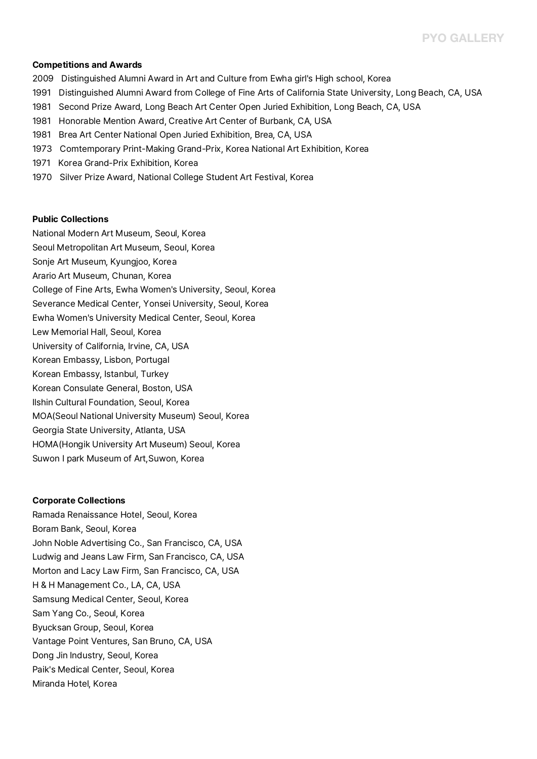**Competitions and Awards**

2009 Distinguished Alumni Award in Art and Culture from Ewha girl's High school, Korea
1991 Distinguished Alumni Award from College of Fine Arts of California State University, Long Beach, CA, USA
1981 Second Prize Award, Long Beach Art Center Open Juried Exhibition, Long Beach, CA, USA
1981 Honorable Mention Award, Creative Art Center of Burbank, CA, USA
1981 Brea Art Center National Open Juried Exhibition, Brea, CA, USA
1973 Comtemporary Print-Making Grand-Prix, Korea National Art Exhibition, Korea
1971 Korea Grand-Prix Exhibition, Korea
1970 Silver Prize Award, National College Student Art Festival, Korea

**Public Collections**

National Modern Art Museum, Seoul, Korea
Seoul Metropolitan Art Museum, Seoul, Korea
Sonje Art Museum, Kyungjoo, Korea
Arario Art Museum, Chunan, Korea
College of Fine Arts, Ewha Women's University, Seoul, Korea
Severance Medical Center, Yonsei University, Seoul, Korea
Ewha Women's University Medical Center, Seoul, Korea
Lew Memorial Hall, Seoul, Korea
University of California, Irvine, CA, USA
Korean Embassy, Lisbon, Portugal
Korean Embassy, Istanbul, Turkey
Korean Consulate General, Boston, USA
Ilshin Cultural Foundation, Seoul, Korea
MOA(Seoul National University Museum) Seoul, Korea
Georgia State University, Atlanta, USA
HOMA(Hongik University Art Museum) Seoul, Korea
Suwon I park Museum of Art,Suwon, Korea

**Corporate Collections**

Ramada Renaissance Hotel, Seoul, Korea
Boram Bank, Seoul, Korea
John Noble Advertising Co., San Francisco, CA, USA
Ludwig and Jeans Law Firm, San Francisco, CA, USA
Morton and Lacy Law Firm, San Francisco, CA, USA
H & H Management Co., LA, CA, USA
Samsung Medical Center, Seoul, Korea
Sam Yang Co., Seoul, Korea
Byucksan Group, Seoul, Korea
Vantage Point Ventures, San Bruno, CA, USA
Dong Jin Industry, Seoul, Korea
Paik's Medical Center, Seoul, Korea
Miranda Hotel, Korea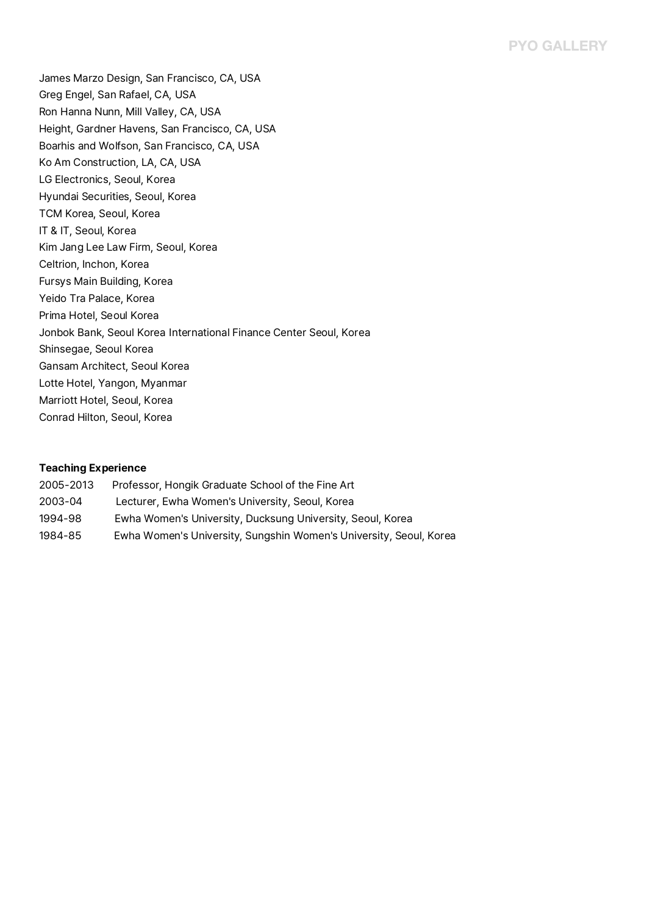James Marzo Design, San Francisco, CA, USA
Greg Engel, San Rafael, CA, USA
Ron Hanna Nunn, Mill Valley, CA, USA
Height, Gardner Havens, San Francisco, CA, USA
Boarhis and Wolfson, San Francisco, CA, USA
Ko Am Construction, LA, CA, USA
LG Electronics, Seoul, Korea
Hyundai Securities, Seoul, Korea
TCM Korea, Seoul, Korea
IT & IT, Seoul, Korea
Kim Jang Lee Law Firm, Seoul, Korea
Celtrion, Inchon, Korea
Fursys Main Building, Korea
Yeido Tra Palace, Korea
Prima Hotel, Seoul Korea
Jonbok Bank, Seoul Korea International Finance Center Seoul, Korea
Shinsegae, Seoul Korea
Gansam Architect, Seoul Korea
Lotte Hotel, Yangon, Myanmar
Marriott Hotel, Seoul, Korea
Conrad Hilton, Seoul, Korea

**Teaching Experience**

2005-2013 Professor, Hongik Graduate School of the Fine Art
2003-04 Lecturer, Ewha Women's University, Seoul, Korea
1994-98 Ewha Women's University, Ducksung University, Seoul, Korea
1984-85 Ewha Women's University, Sungshin Women's University, Seoul, Korea